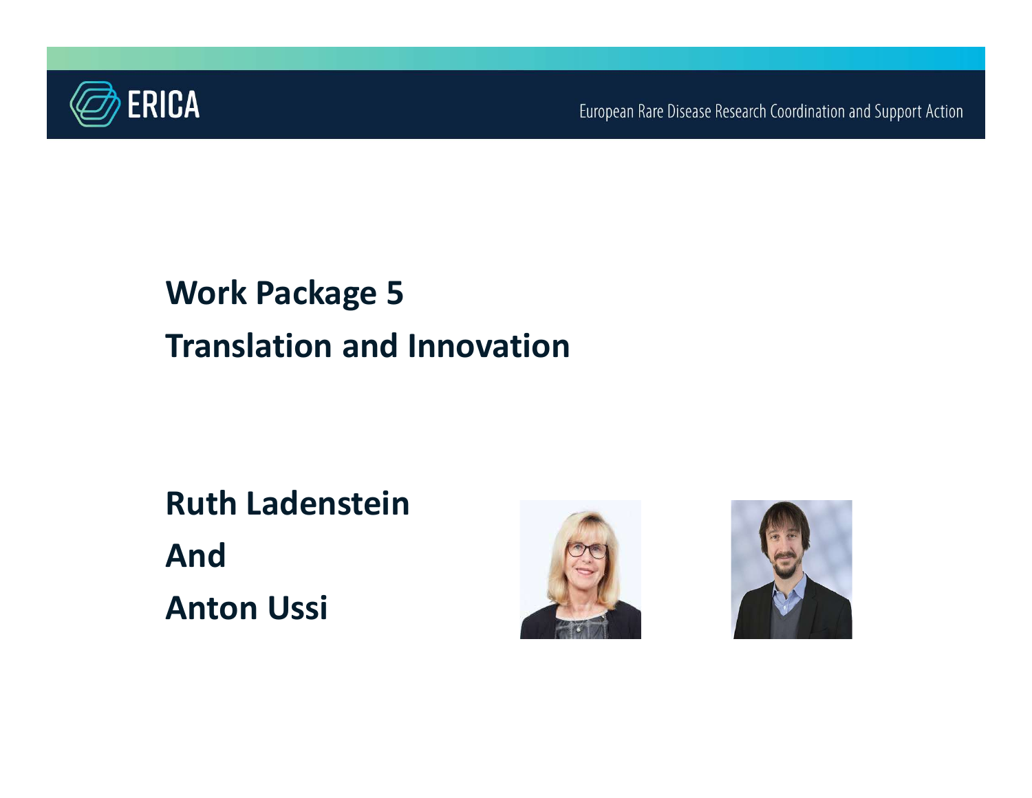ERICA

European Rare Disease Research Coordination and Support Action

# Work Package 5
# Translation and Innovation

**Ruth Ladenstein**

**And**

**Anton Ussi**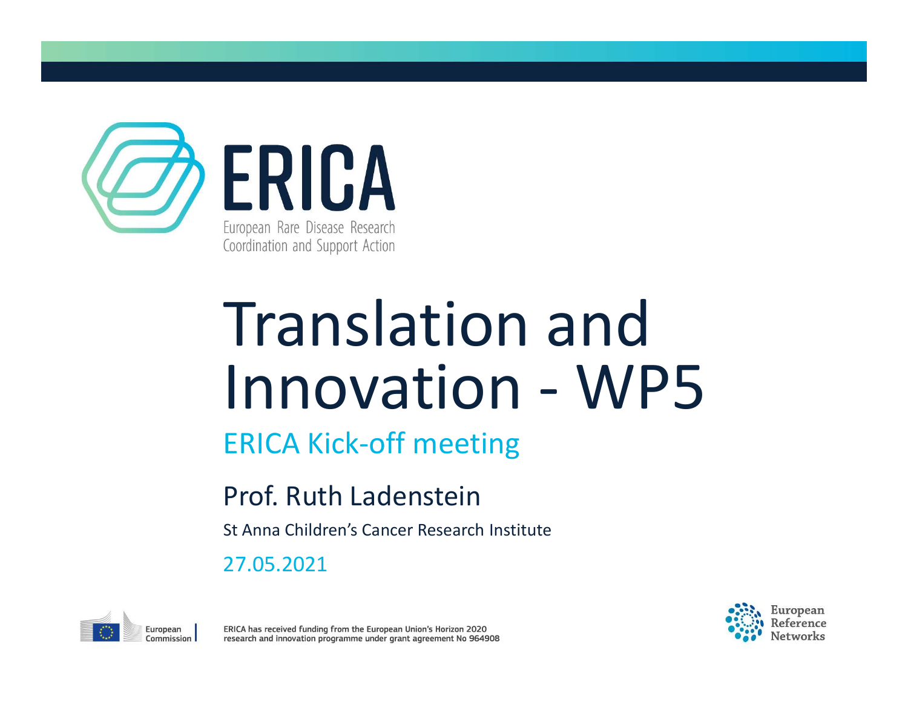# ERICA

European Rare Disease Research Coordination and Support Action

# Translation and Innovation - WP5

## ERICA Kick-off meeting

Prof. Ruth Ladenstein

St Anna Children's Cancer Research Institute

27.05.2021

European Commission

ERICA has received funding from the European Union's Horizon 2020 research and innovation programme under grant agreement No 964908

European Reference Networks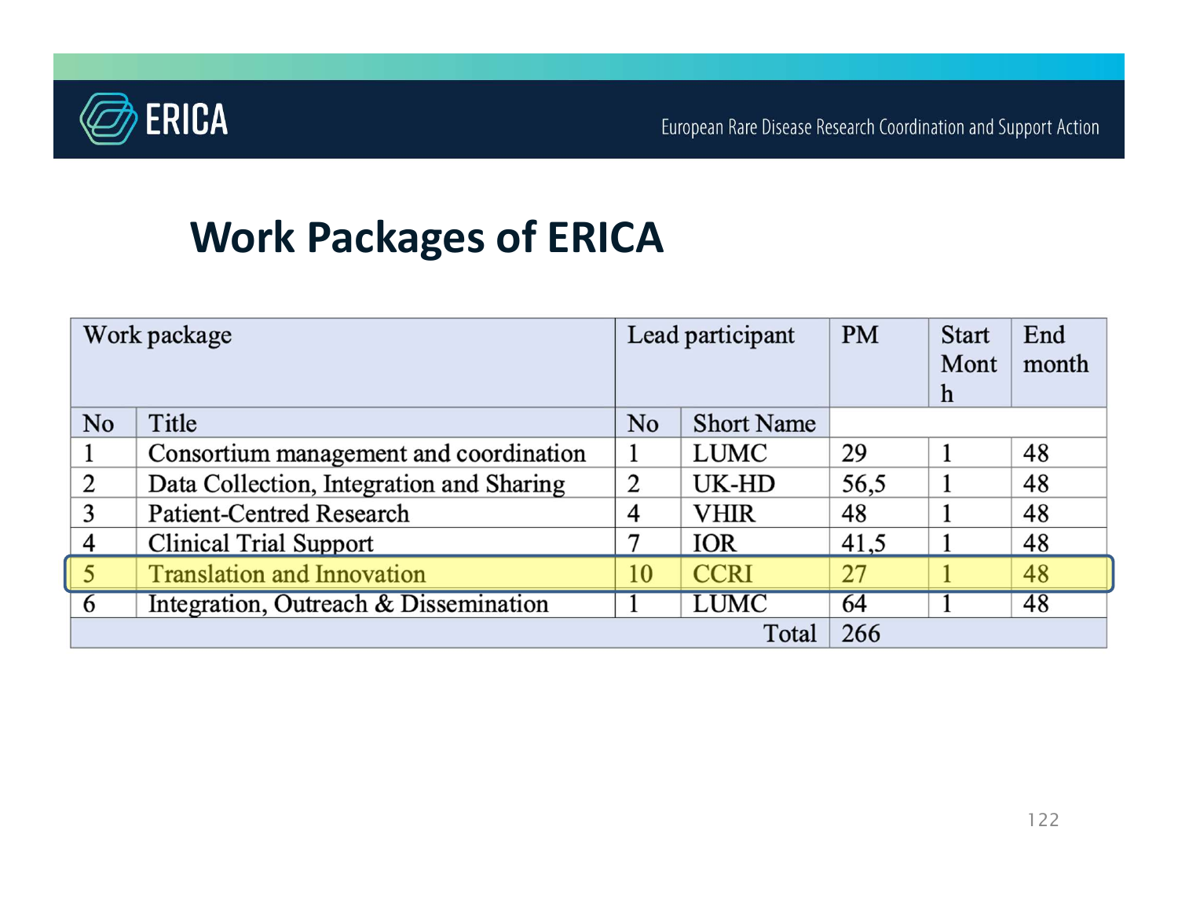# Work Packages of ERICA

| Work package | | Lead participant | | PM | Start Month | End month |
|---|---|---|---|---|---|---|
| No | Title | No | Short Name | | | |
| 1 | Consortium management and coordination | 1 | LUMC | 29 | 1 | 48 |
| 2 | Data Collection, Integration and Sharing | 2 | UK-HD | 56,5 | 1 | 48 |
| 3 | Patient-Centred Research | 4 | VHIR | 48 | 1 | 48 |
| 4 | Clinical Trial Support | 7 | IOR | 41,5 | 1 | 48 |
| 5 | Translation and Innovation | 10 | CCRI | 27 | 1 | 48 |
| 6 | Integration, Outreach & Dissemination | 1 | LUMC | 64 | 1 | 48 |
| | | | Total | 266 | | |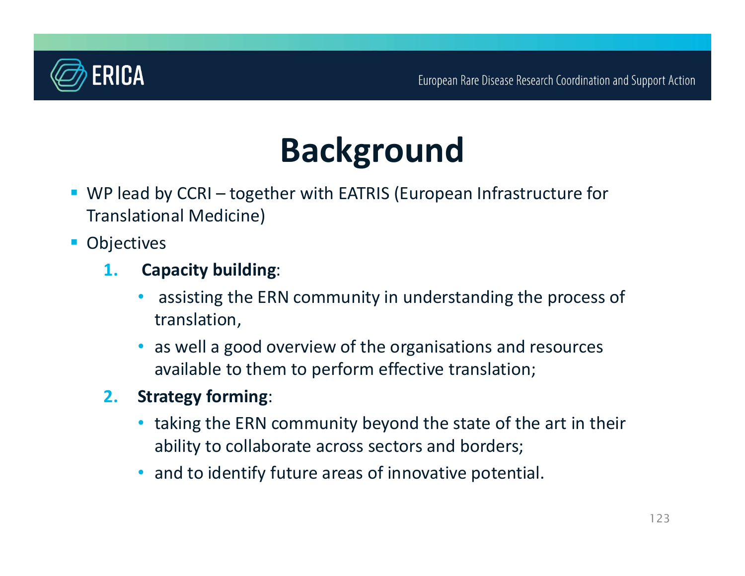# Background

- WP lead by CCRI – together with EATRIS (European Infrastructure for Translational Medicine)
- Objectives
  1. **Capacity building**:
     - assisting the ERN community in understanding the process of translation,
     - as well a good overview of the organisations and resources available to them to perform effective translation;
  2. **Strategy forming**:
     - taking the ERN community beyond the state of the art in their ability to collaborate across sectors and borders;
     - and to identify future areas of innovative potential.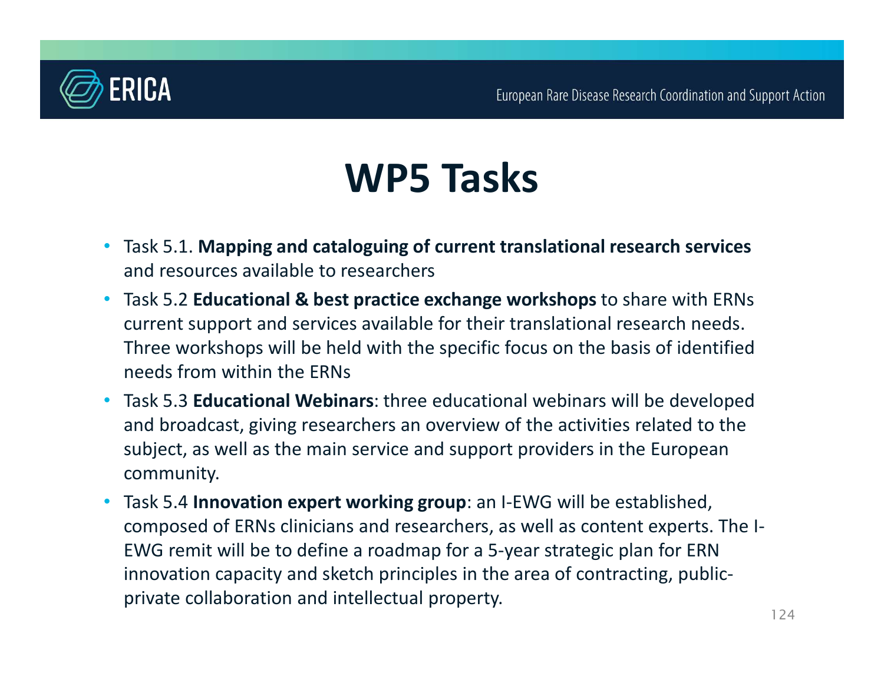# WP5 Tasks

- Task 5.1. **Mapping and cataloguing of current translational research services** and resources available to researchers
- Task 5.2 **Educational & best practice exchange workshops** to share with ERNs current support and services available for their translational research needs. Three workshops will be held with the specific focus on the basis of identified needs from within the ERNs
- Task 5.3 **Educational Webinars**: three educational webinars will be developed and broadcast, giving researchers an overview of the activities related to the subject, as well as the main service and support providers in the European community.
- Task 5.4 **Innovation expert working group**: an I-EWG will be established, composed of ERNs clinicians and researchers, as well as content experts. The I-EWG remit will be to define a roadmap for a 5-year strategic plan for ERN innovation capacity and sketch principles in the area of contracting, public-private collaboration and intellectual property.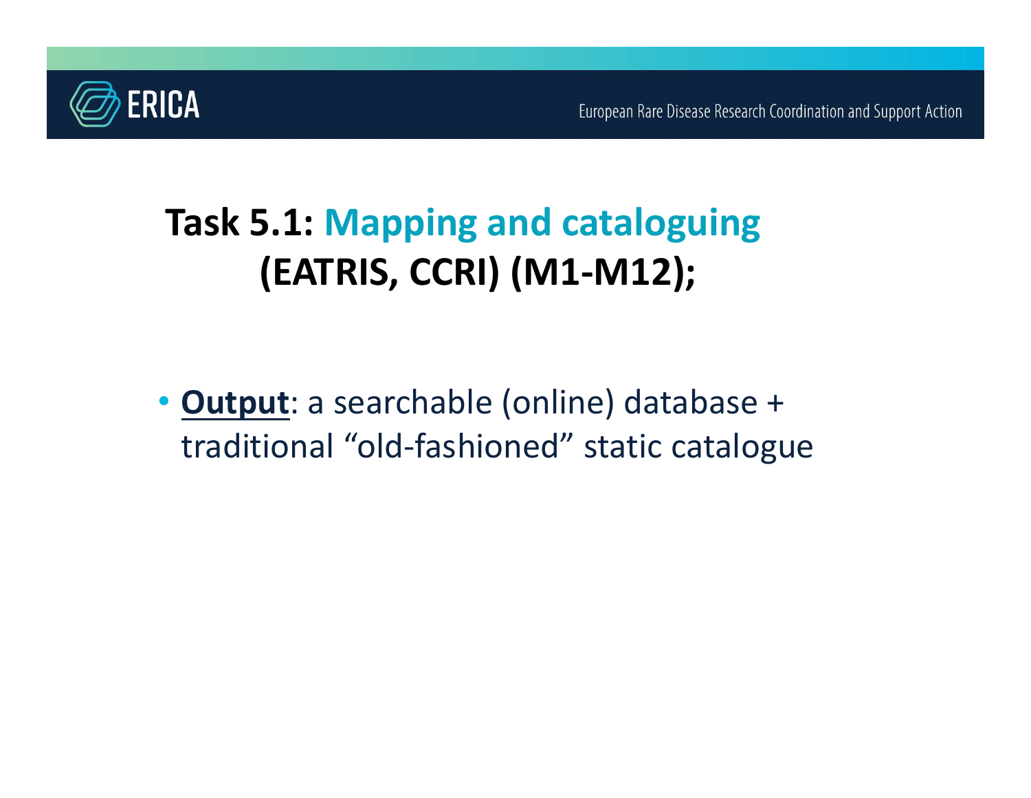# Task 5.1: Mapping and cataloguing (EATRIS, CCRI) (M1-M12);

- **Output**: a searchable (online) database + traditional “old-fashioned” static catalogue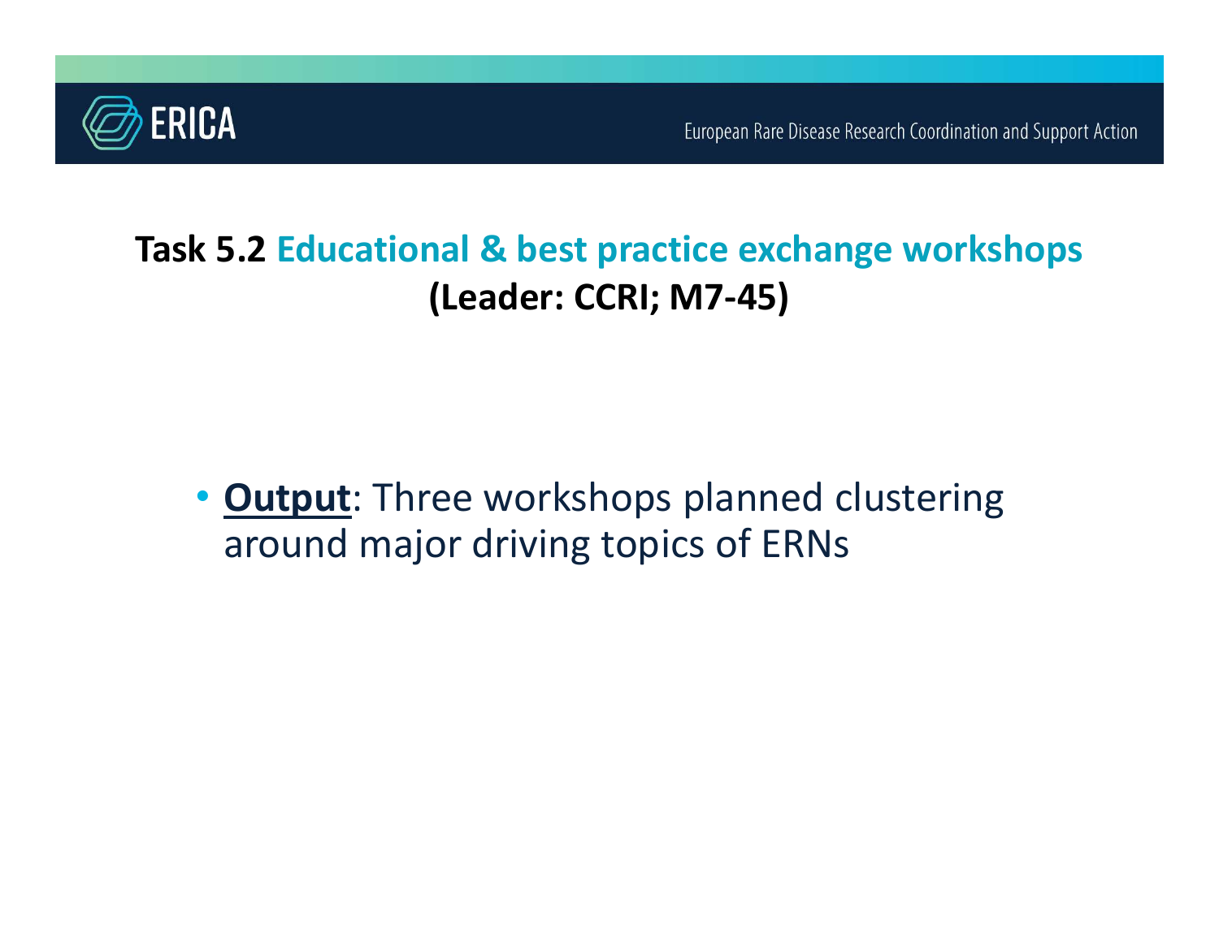## Task 5.2 Educational & best practice exchange workshops (Leader: CCRI; M7-45)

- **Output**: Three workshops planned clustering around major driving topics of ERNs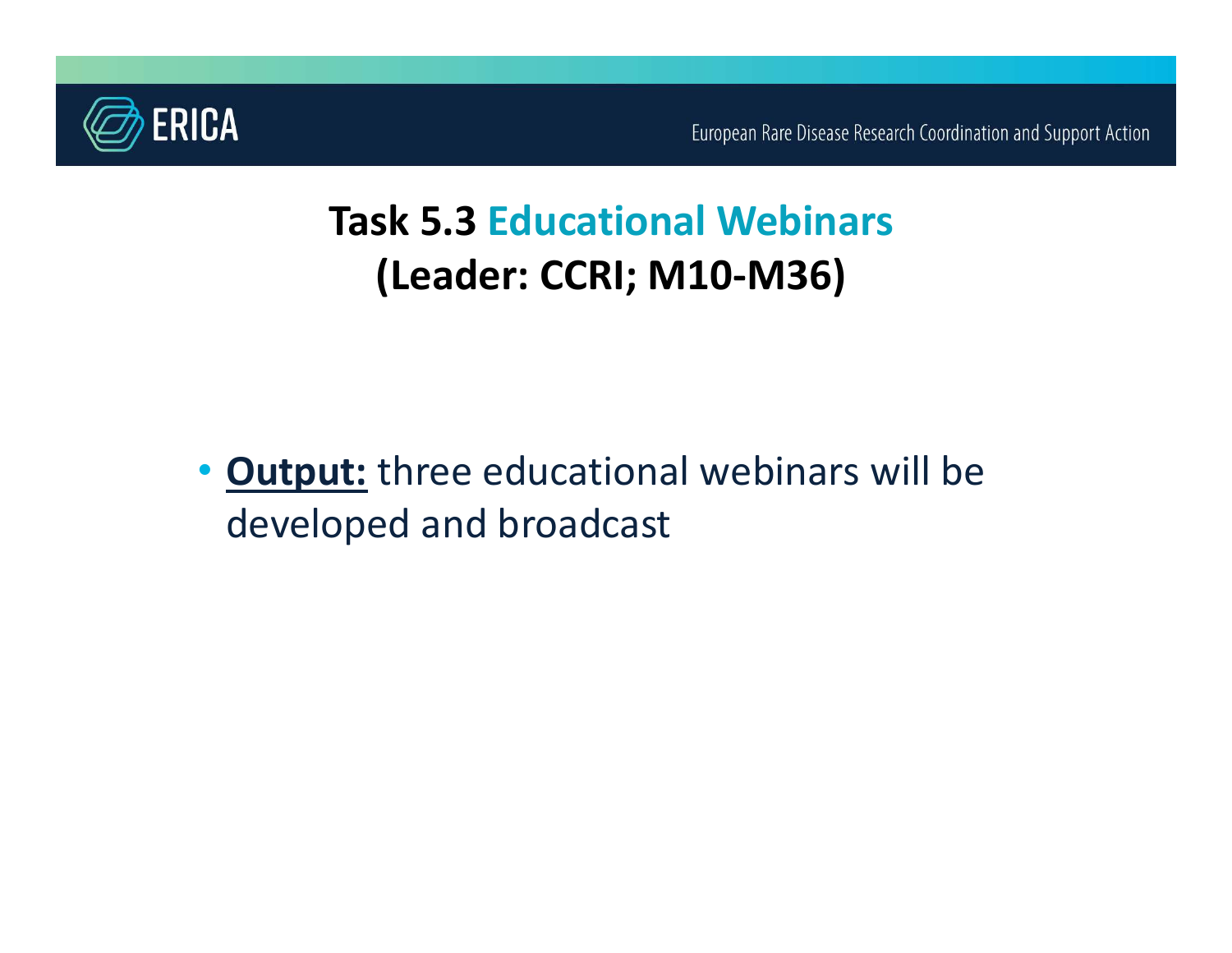# Task 5.3 Educational Webinars (Leader: CCRI; M10-M36)

- **Output:** three educational webinars will be developed and broadcast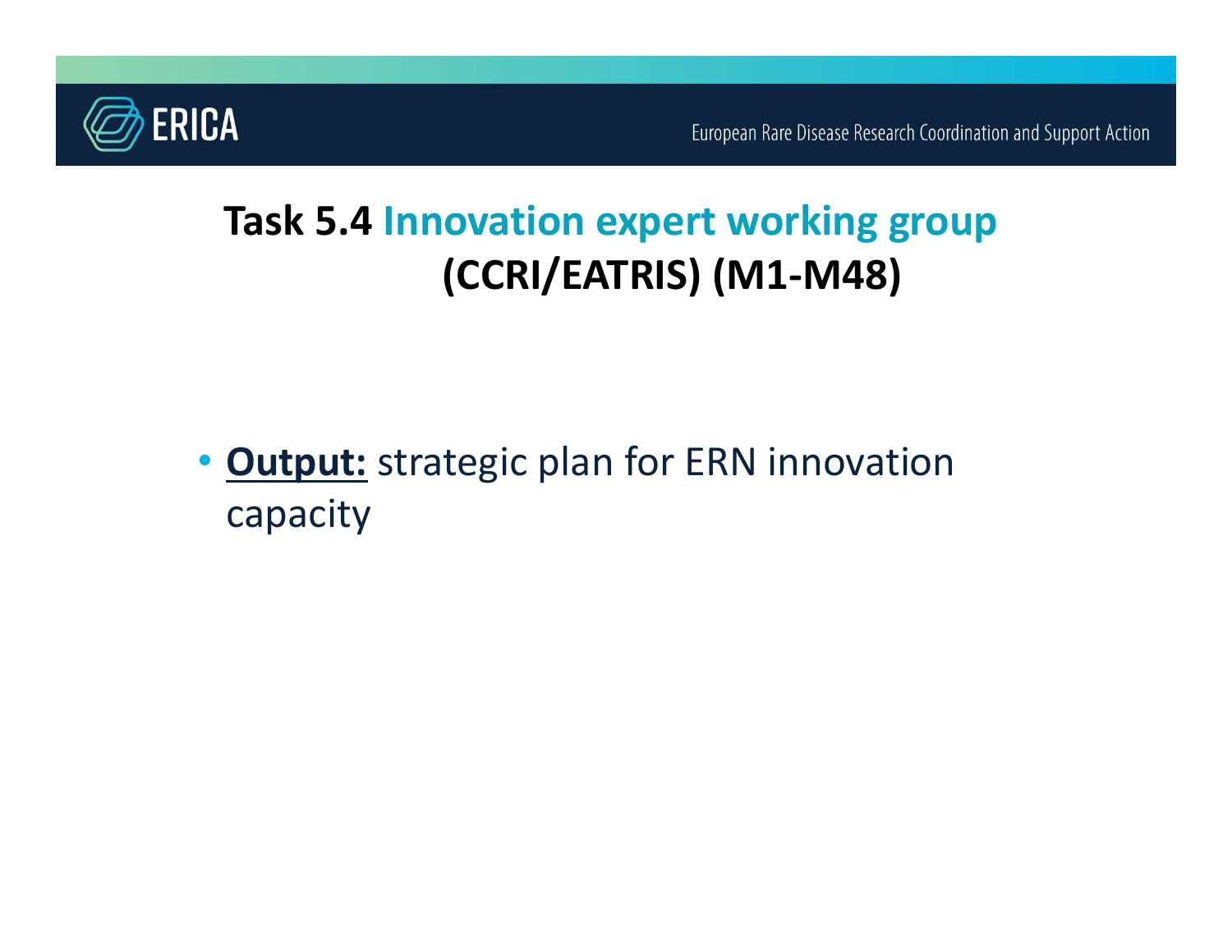# Task 5.4 Innovation expert working group (CCRI/EATRIS) (M1-M48)

- **Output:** strategic plan for ERN innovation capacity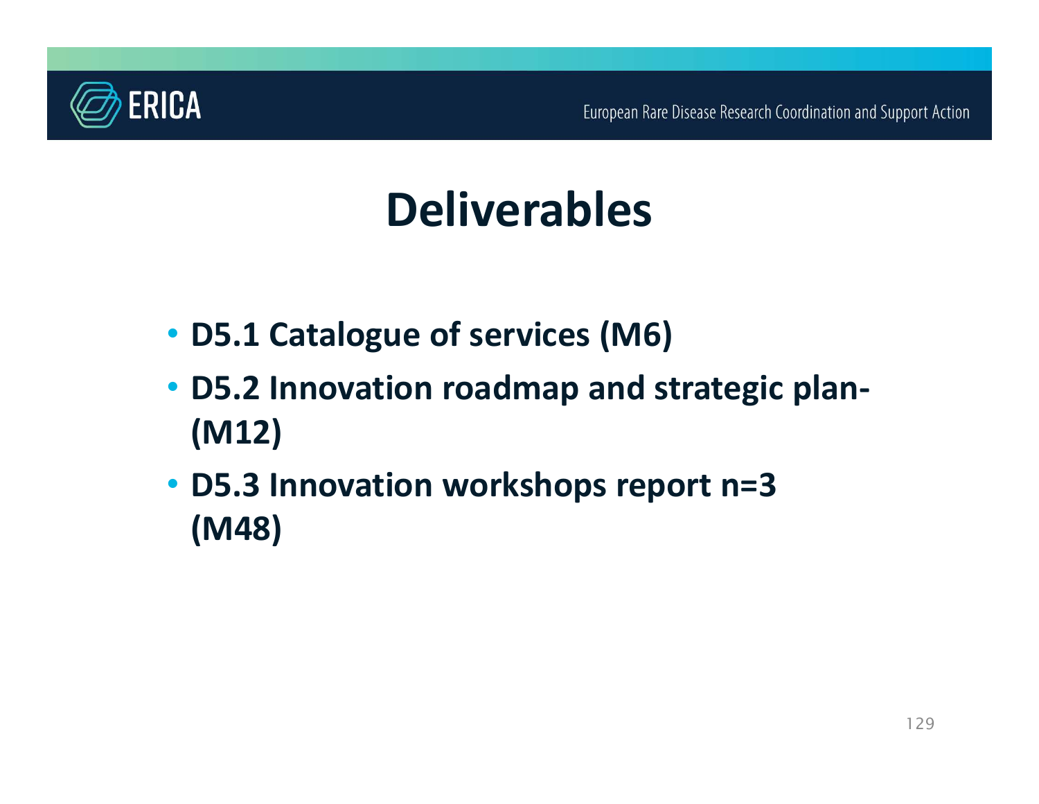# Deliverables

- **D5.1 Catalogue of services (M6)**
- **D5.2 Innovation roadmap and strategic plan- (M12)**
- **D5.3 Innovation workshops report n=3 (M48)**